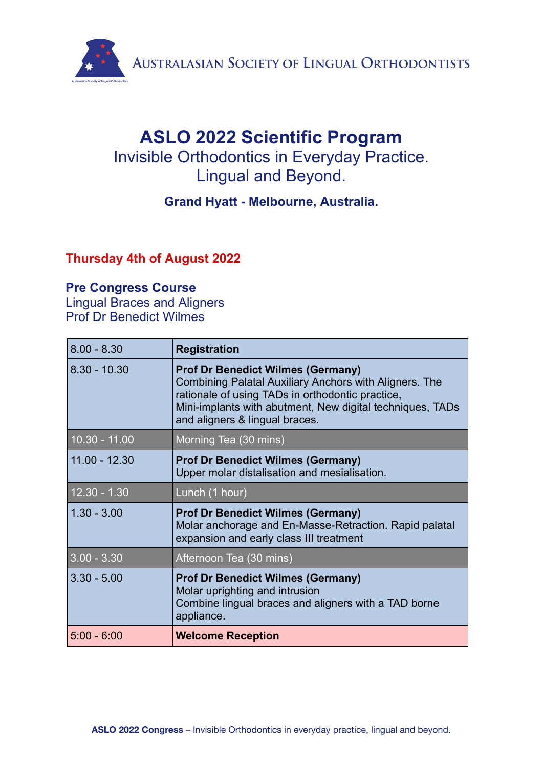Australasian Society of Lingual Orthodontists

# ASLO 2022 Scientific Program

Invisible Orthodontics in Everyday Practice.
Lingual and Beyond.

**Grand Hyatt - Melbourne, Australia.**

## Thursday 4th of August 2022

**Pre Congress Course**
Lingual Braces and Aligners
Prof Dr Benedict Wilmes

| | |
|---|---|
| 8.00 - 8.30 | **Registration** |
| 8.30 - 10.30 | **Prof Dr Benedict Wilmes (Germany)** Combining Palatal Auxiliary Anchors with Aligners. The rationale of using TADs in orthodontic practice, Mini-implants with abutment, New digital techniques, TADs and aligners & lingual braces. |
| 10.30 - 11.00 | Morning Tea (30 mins) |
| 11.00 - 12.30 | **Prof Dr Benedict Wilmes (Germany)** Upper molar distalisation and mesialisation. |
| 12.30 - 1.30 | Lunch (1 hour) |
| 1.30 - 3.00 | **Prof Dr Benedict Wilmes (Germany)** Molar anchorage and En-Masse-Retraction. Rapid palatal expansion and early class III treatment |
| 3.00 - 3.30 | Afternoon Tea (30 mins) |
| 3.30 - 5.00 | **Prof Dr Benedict Wilmes (Germany)** Molar uprighting and intrusion Combine lingual braces and aligners with a TAD borne appliance. |
| 5:00 - 6:00 | **Welcome Reception** |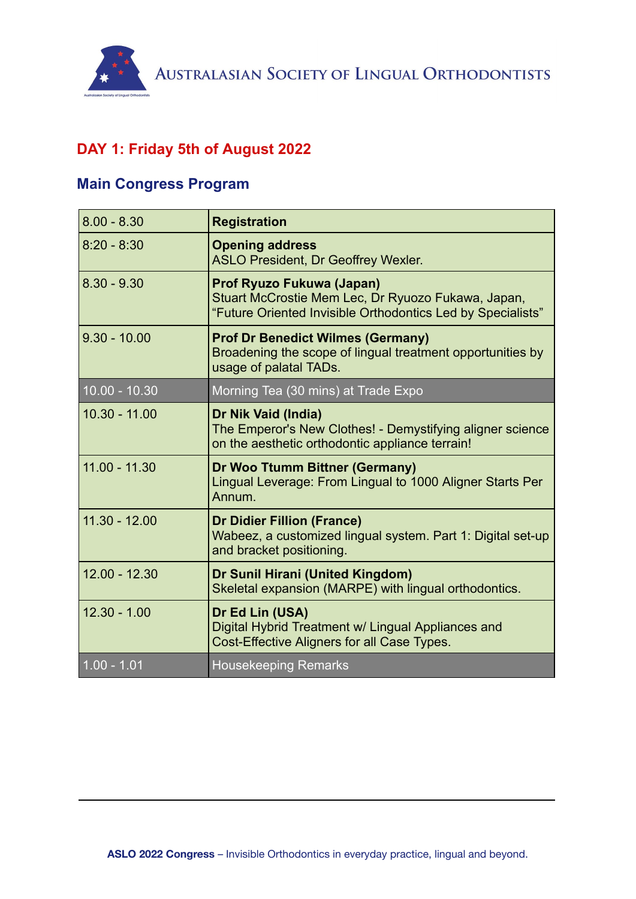## DAY 1: Friday 5th of August 2022

## Main Congress Program

| | |
|---|---|
| 8.00 - 8.30 | **Registration** |
| 8:20 - 8:30 | **Opening address**<br>ASLO President, Dr Geoffrey Wexler. |
| 8.30 - 9.30 | **Prof Ryuzo Fukuwa (Japan)**<br>Stuart McCrostie Mem Lec, Dr Ryuozo Fukawa, Japan, "Future Oriented Invisible Orthodontics Led by Specialists" |
| 9.30 - 10.00 | **Prof Dr Benedict Wilmes (Germany)**<br>Broadening the scope of lingual treatment opportunities by usage of palatal TADs. |
| 10.00 - 10.30 | Morning Tea (30 mins) at Trade Expo |
| 10.30 - 11.00 | **Dr Nik Vaid (India)**<br>The Emperor's New Clothes! - Demystifying aligner science on the aesthetic orthodontic appliance terrain! |
| 11.00 - 11.30 | **Dr Woo Ttumm Bittner (Germany)**<br>Lingual Leverage: From Lingual to 1000 Aligner Starts Per Annum. |
| 11.30 - 12.00 | **Dr Didier Fillion (France)**<br>Wabeez, a customized lingual system. Part 1: Digital set-up and bracket positioning. |
| 12.00 - 12.30 | **Dr Sunil Hirani (United Kingdom)**<br>Skeletal expansion (MARPE) with lingual orthodontics. |
| 12.30 - 1.00 | **Dr Ed Lin (USA)**<br>Digital Hybrid Treatment w/ Lingual Appliances and Cost-Effective Aligners for all Case Types. |
| 1.00 - 1.01 | Housekeeping Remarks |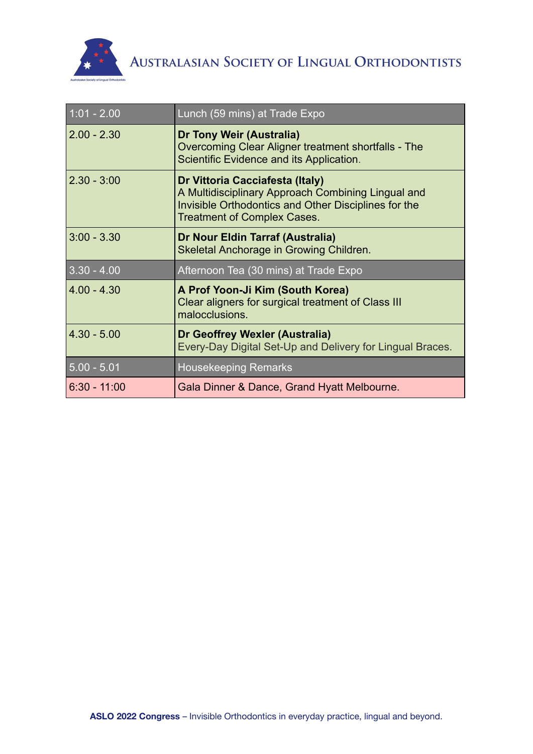| | |
|---|---|
| 1:01 - 2.00 | Lunch (59 mins) at Trade Expo |
| 2.00 - 2.30 | **Dr Tony Weir (Australia)**<br>Overcoming Clear Aligner treatment shortfalls - The Scientific Evidence and its Application. |
| 2.30 - 3:00 | **Dr Vittoria Cacciafesta (Italy)**<br>A Multidisciplinary Approach Combining Lingual and Invisible Orthodontics and Other Disciplines for the Treatment of Complex Cases. |
| 3:00 - 3.30 | **Dr Nour Eldin Tarraf (Australia)**<br>Skeletal Anchorage in Growing Children. |
| 3.30 - 4.00 | Afternoon Tea (30 mins) at Trade Expo |
| 4.00 - 4.30 | **A Prof Yoon-Ji Kim (South Korea)**<br>Clear aligners for surgical treatment of Class III malocclusions. |
| 4.30 - 5.00 | **Dr Geoffrey Wexler (Australia)**<br>Every-Day Digital Set-Up and Delivery for Lingual Braces. |
| 5.00 - 5.01 | Housekeeping Remarks |
| 6:30 - 11:00 | Gala Dinner & Dance, Grand Hyatt Melbourne. |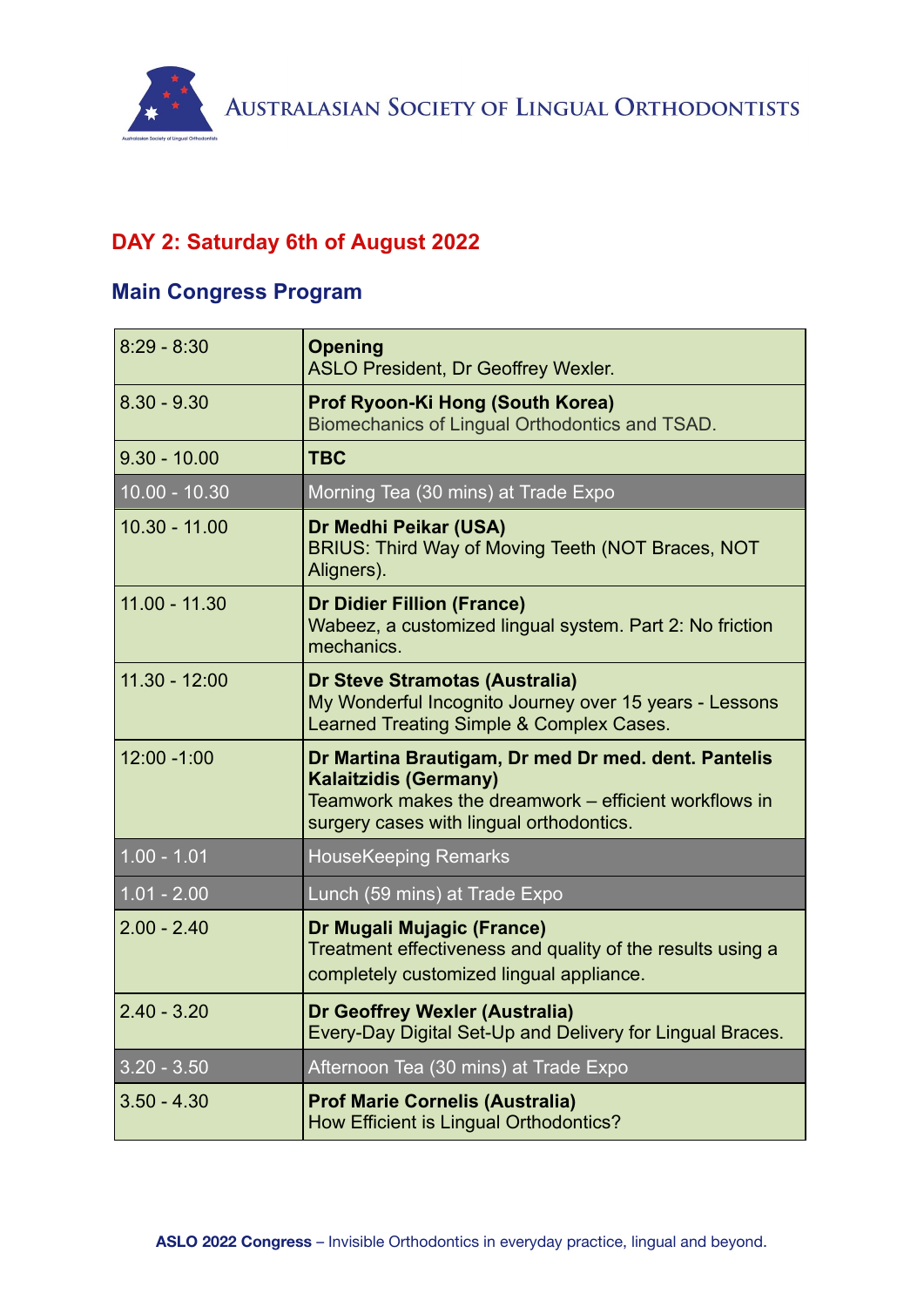AUSTRALASIAN SOCIETY OF LINGUAL ORTHODONTISTS

## DAY 2: Saturday 6th of August 2022

## Main Congress Program

| Time | Session |
|---|---|
| 8:29 - 8:30 | **Opening**<br>ASLO President, Dr Geoffrey Wexler. |
| 8.30 - 9.30 | **Prof Ryoon-Ki Hong (South Korea)**<br>Biomechanics of Lingual Orthodontics and TSAD. |
| 9.30 - 10.00 | **TBC** |
| 10.00 - 10.30 | Morning Tea (30 mins) at Trade Expo |
| 10.30 - 11.00 | **Dr Medhi Peikar (USA)**<br>BRIUS: Third Way of Moving Teeth (NOT Braces, NOT Aligners). |
| 11.00 - 11.30 | **Dr Didier Fillion (France)**<br>Wabeez, a customized lingual system. Part 2: No friction mechanics. |
| 11.30 - 12:00 | **Dr Steve Stramotas (Australia)**<br>My Wonderful Incognito Journey over 15 years - Lessons Learned Treating Simple & Complex Cases. |
| 12:00 -1:00 | **Dr Martina Brautigam, Dr med Dr med. dent. Pantelis Kalaitzidis (Germany)**<br>Teamwork makes the dreamwork – efficient workflows in surgery cases with lingual orthodontics. |
| 1.00 - 1.01 | HouseKeeping Remarks |
| 1.01 - 2.00 | Lunch (59 mins) at Trade Expo |
| 2.00 - 2.40 | **Dr Mugali Mujagic (France)**<br>Treatment effectiveness and quality of the results using a completely customized lingual appliance. |
| 2.40 - 3.20 | **Dr Geoffrey Wexler (Australia)**<br>Every-Day Digital Set-Up and Delivery for Lingual Braces. |
| 3.20 - 3.50 | Afternoon Tea (30 mins) at Trade Expo |
| 3.50 - 4.30 | **Prof Marie Cornelis (Australia)**<br>How Efficient is Lingual Orthodontics? |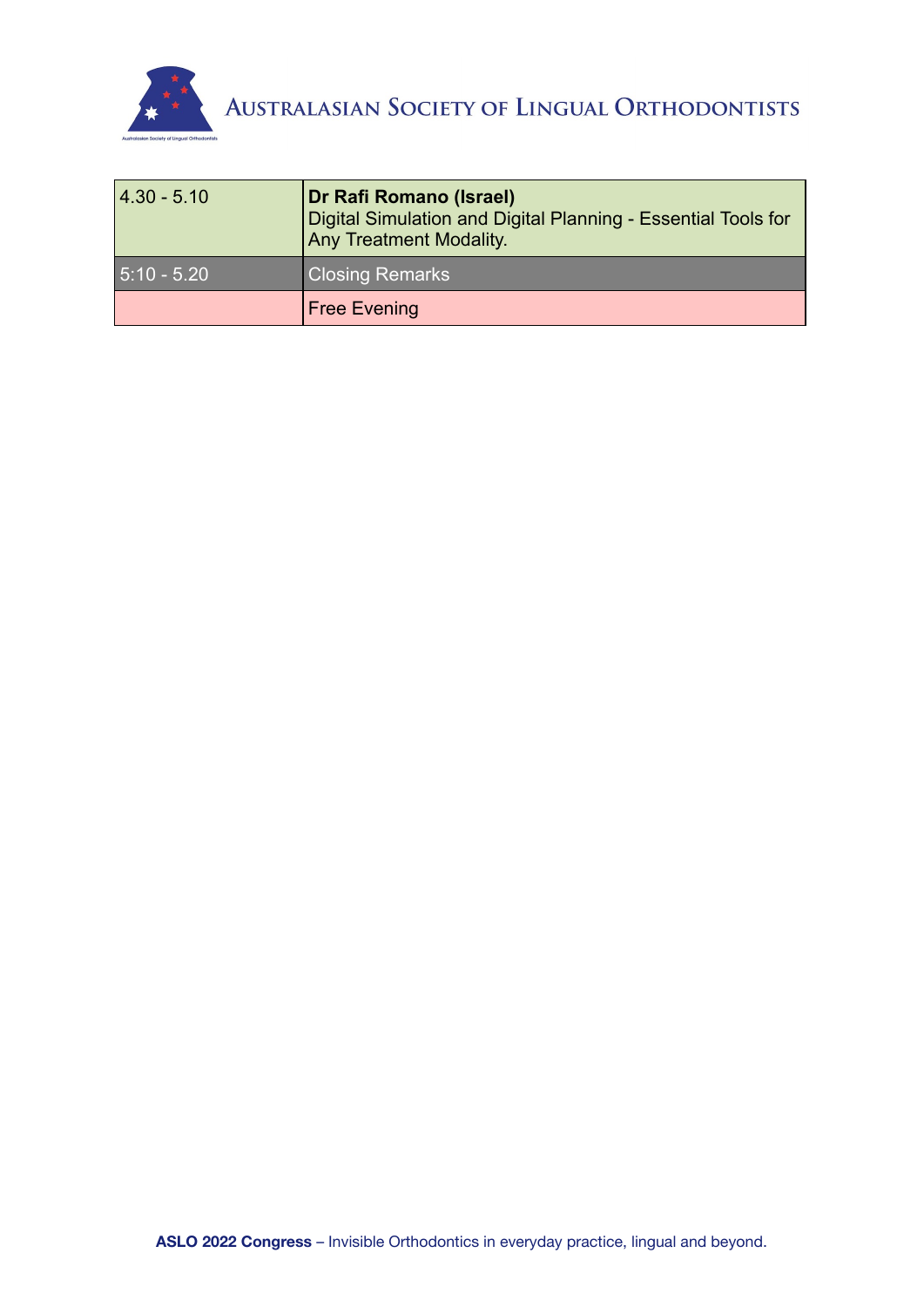| | |
|---|---|
| 4.30 - 5.10 | **Dr Rafi Romano (Israel)**<br>Digital Simulation and Digital Planning - Essential Tools for Any Treatment Modality. |
| 5:10 - 5.20 | Closing Remarks |
| | Free Evening |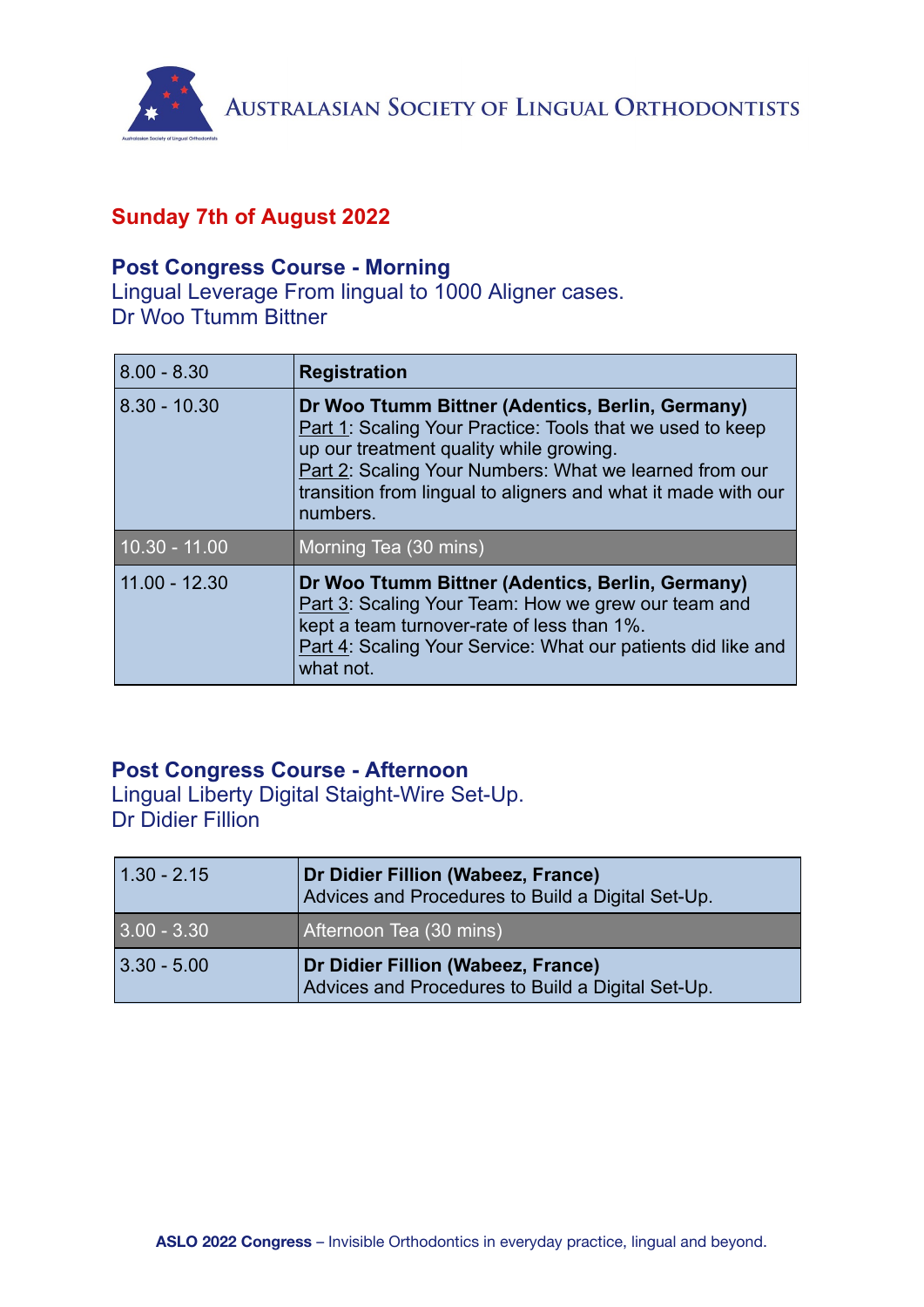AUSTRALASIAN SOCIETY OF LINGUAL ORTHODONTISTS

## Sunday 7th of August 2022

### Post Congress Course - Morning

Lingual Leverage From lingual to 1000 Aligner cases.
Dr Woo Ttumm Bittner

| | |
|---|---|
| 8.00 - 8.30 | **Registration** |
| 8.30 - 10.30 | **Dr Woo Ttumm Bittner (Adentics, Berlin, Germany)** Part 1: Scaling Your Practice: Tools that we used to keep up our treatment quality while growing. Part 2: Scaling Your Numbers: What we learned from our transition from lingual to aligners and what it made with our numbers. |
| 10.30 - 11.00 | Morning Tea (30 mins) |
| 11.00 - 12.30 | **Dr Woo Ttumm Bittner (Adentics, Berlin, Germany)** Part 3: Scaling Your Team: How we grew our team and kept a team turnover-rate of less than 1%. Part 4: Scaling Your Service: What our patients did like and what not. |

### Post Congress Course - Afternoon

Lingual Liberty Digital Staight-Wire Set-Up.
Dr Didier Fillion

| | |
|---|---|
| 1.30 - 2.15 | **Dr Didier Fillion (Wabeez, France)** Advices and Procedures to Build a Digital Set-Up. |
| 3.00 - 3.30 | Afternoon Tea (30 mins) |
| 3.30 - 5.00 | **Dr Didier Fillion (Wabeez, France)** Advices and Procedures to Build a Digital Set-Up. |